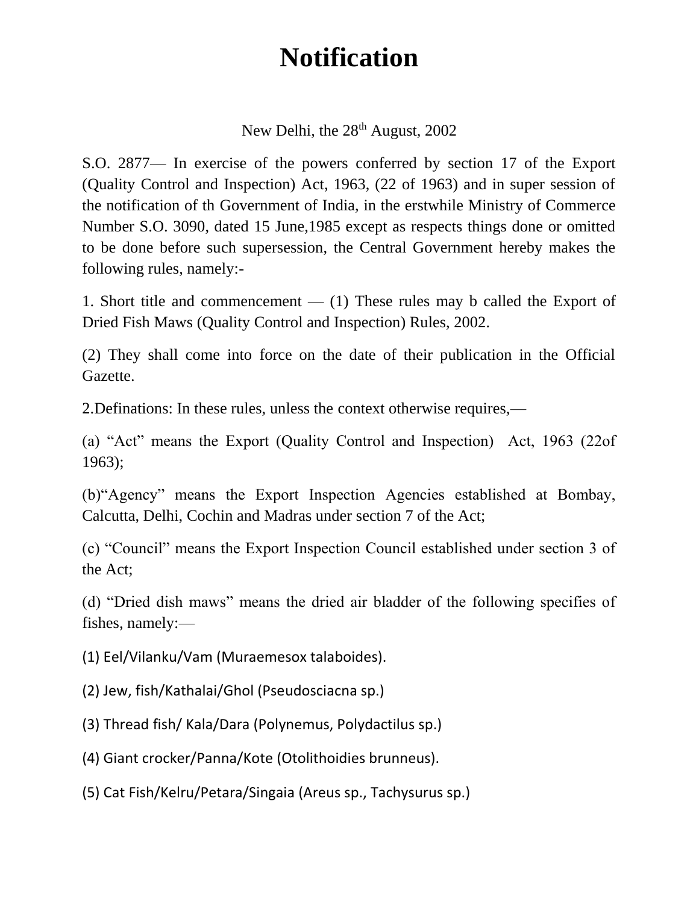# Notification

New Delhi, the 28th August, 2002

S.O. 2877— In exercise of the powers conferred by section 17 of the Export (Quality Control and Inspection) Act, 1963, (22 of 1963) and in super session of the notification of th Government of India, in the erstwhile Ministry of Commerce Number S.O. 3090, dated 15 June,1985 except as respects things done or omitted to be done before such supersession, the Central Government hereby makes the following rules, namely:-

1. Short title and commencement — (1) These rules may b called the Export of Dried Fish Maws (Quality Control and Inspection) Rules, 2002.

(2) They shall come into force on the date of their publication in the Official Gazette.

2.Definations: In these rules, unless the context otherwise requires,—

(a) "Act" means the Export (Quality Control and Inspection) Act, 1963 (22of 1963);

(b)"Agency" means the Export Inspection Agencies established at Bombay, Calcutta, Delhi, Cochin and Madras under section 7 of the Act;

(c) "Council" means the Export Inspection Council established under section 3 of the Act;

(d) "Dried dish maws" means the dried air bladder of the following specifies of fishes, namely:—

(1) Eel/Vilanku/Vam (Muraemesox talaboides).

(2) Jew, fish/Kathalai/Ghol (Pseudosciacna sp.)

(3) Thread fish/ Kala/Dara (Polynemus, Polydactilus sp.)

(4) Giant crocker/Panna/Kote (Otolithoidies brunneus).

(5) Cat Fish/Kelru/Petara/Singaia (Areus sp., Tachysurus sp.)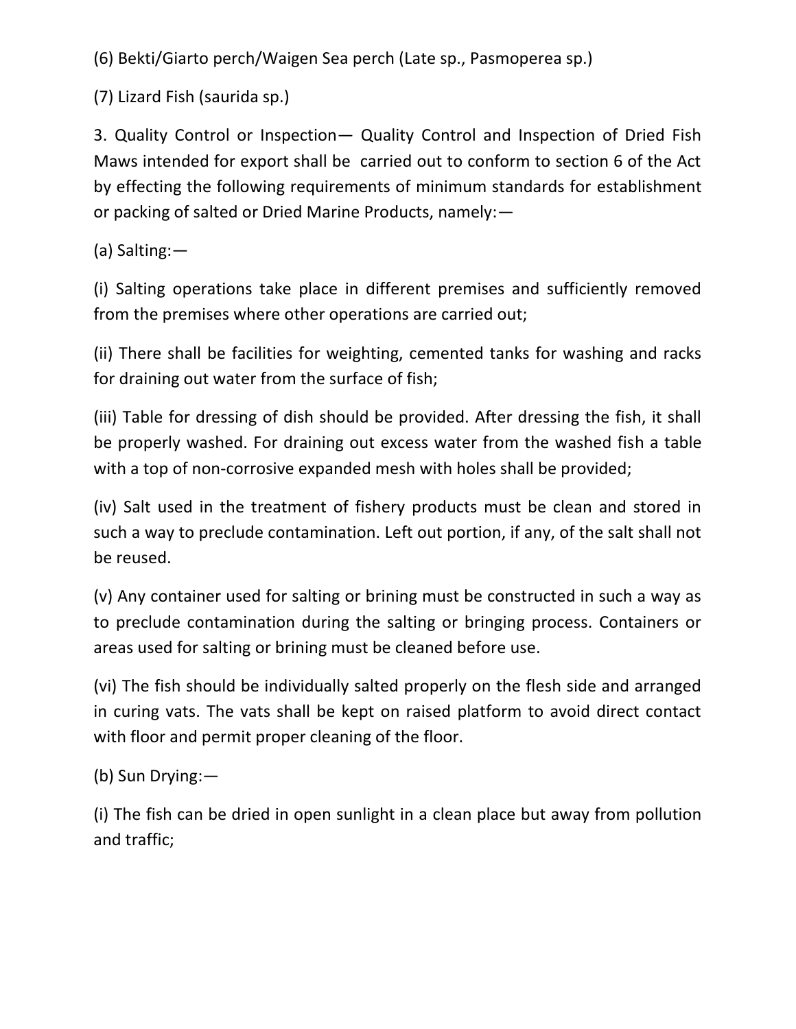(6) Bekti/Giarto perch/Waigen Sea perch (Late sp., Pasmoperea sp.)

(7) Lizard Fish (saurida sp.)

3. Quality Control or Inspection— Quality Control and Inspection of Dried Fish Maws intended for export shall be carried out to conform to section 6 of the Act by effecting the following requirements of minimum standards for establishment or packing of salted or Dried Marine Products, namely:—

(a) Salting:—

(i) Salting operations take place in different premises and sufficiently removed from the premises where other operations are carried out;

(ii) There shall be facilities for weighting, cemented tanks for washing and racks for draining out water from the surface of fish;

(iii) Table for dressing of dish should be provided. After dressing the fish, it shall be properly washed. For draining out excess water from the washed fish a table with a top of non-corrosive expanded mesh with holes shall be provided;

(iv) Salt used in the treatment of fishery products must be clean and stored in such a way to preclude contamination. Left out portion, if any, of the salt shall not be reused.

(v) Any container used for salting or brining must be constructed in such a way as to preclude contamination during the salting or bringing process. Containers or areas used for salting or brining must be cleaned before use.

(vi) The fish should be individually salted properly on the flesh side and arranged in curing vats. The vats shall be kept on raised platform to avoid direct contact with floor and permit proper cleaning of the floor.

(b) Sun Drying:—

(i) The fish can be dried in open sunlight in a clean place but away from pollution and traffic;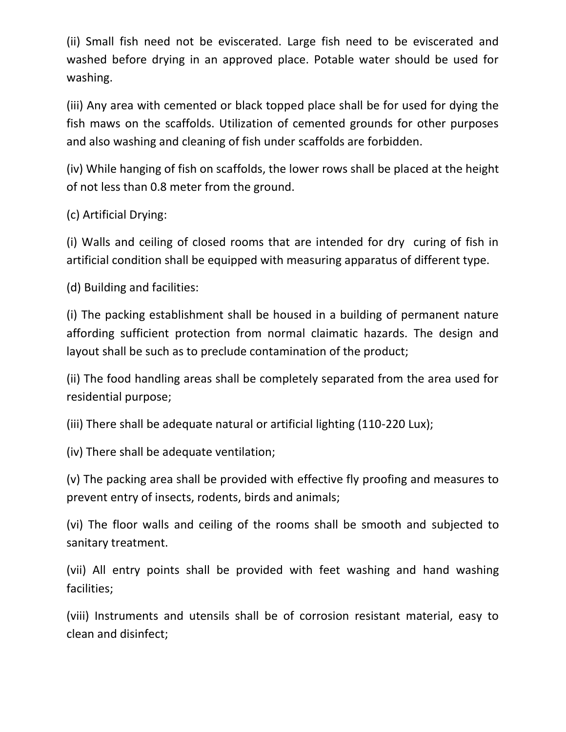(ii) Small fish need not be eviscerated. Large fish need to be eviscerated and washed before drying in an approved place. Potable water should be used for washing.

(iii) Any area with cemented or black topped place shall be for used for dying the fish maws on the scaffolds. Utilization of cemented grounds for other purposes and also washing and cleaning of fish under scaffolds are forbidden.

(iv) While hanging of fish on scaffolds, the lower rows shall be placed at the height of not less than 0.8 meter from the ground.

(c) Artificial Drying:

(i) Walls and ceiling of closed rooms that are intended for dry curing of fish in artificial condition shall be equipped with measuring apparatus of different type.

(d) Building and facilities:

(i) The packing establishment shall be housed in a building of permanent nature affording sufficient protection from normal claimatic hazards. The design and layout shall be such as to preclude contamination of the product;

(ii) The food handling areas shall be completely separated from the area used for residential purpose;

(iii) There shall be adequate natural or artificial lighting (110-220 Lux);

(iv) There shall be adequate ventilation;

(v) The packing area shall be provided with effective fly proofing and measures to prevent entry of insects, rodents, birds and animals;

(vi) The floor walls and ceiling of the rooms shall be smooth and subjected to sanitary treatment.

(vii) All entry points shall be provided with feet washing and hand washing facilities;

(viii) Instruments and utensils shall be of corrosion resistant material, easy to clean and disinfect;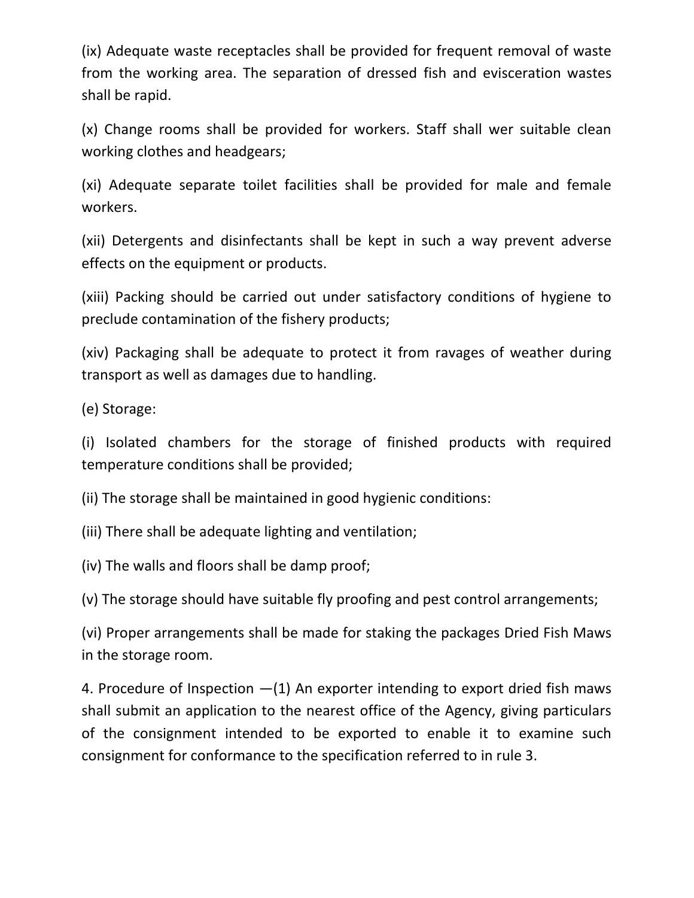(ix) Adequate waste receptacles shall be provided for frequent removal of waste from the working area. The separation of dressed fish and evisceration wastes shall be rapid.

(x) Change rooms shall be provided for workers. Staff shall wer suitable clean working clothes and headgears;

(xi) Adequate separate toilet facilities shall be provided for male and female workers.

(xii) Detergents and disinfectants shall be kept in such a way prevent adverse effects on the equipment or products.

(xiii) Packing should be carried out under satisfactory conditions of hygiene to preclude contamination of the fishery products;

(xiv) Packaging shall be adequate to protect it from ravages of weather during transport as well as damages due to handling.

(e) Storage:

(i) Isolated chambers for the storage of finished products with required temperature conditions shall be provided;

(ii) The storage shall be maintained in good hygienic conditions:

(iii) There shall be adequate lighting and ventilation;

(iv) The walls and floors shall be damp proof;

(v) The storage should have suitable fly proofing and pest control arrangements;

(vi) Proper arrangements shall be made for staking the packages Dried Fish Maws in the storage room.

4. Procedure of Inspection —(1) An exporter intending to export dried fish maws shall submit an application to the nearest office of the Agency, giving particulars of the consignment intended to be exported to enable it to examine such consignment for conformance to the specification referred to in rule 3.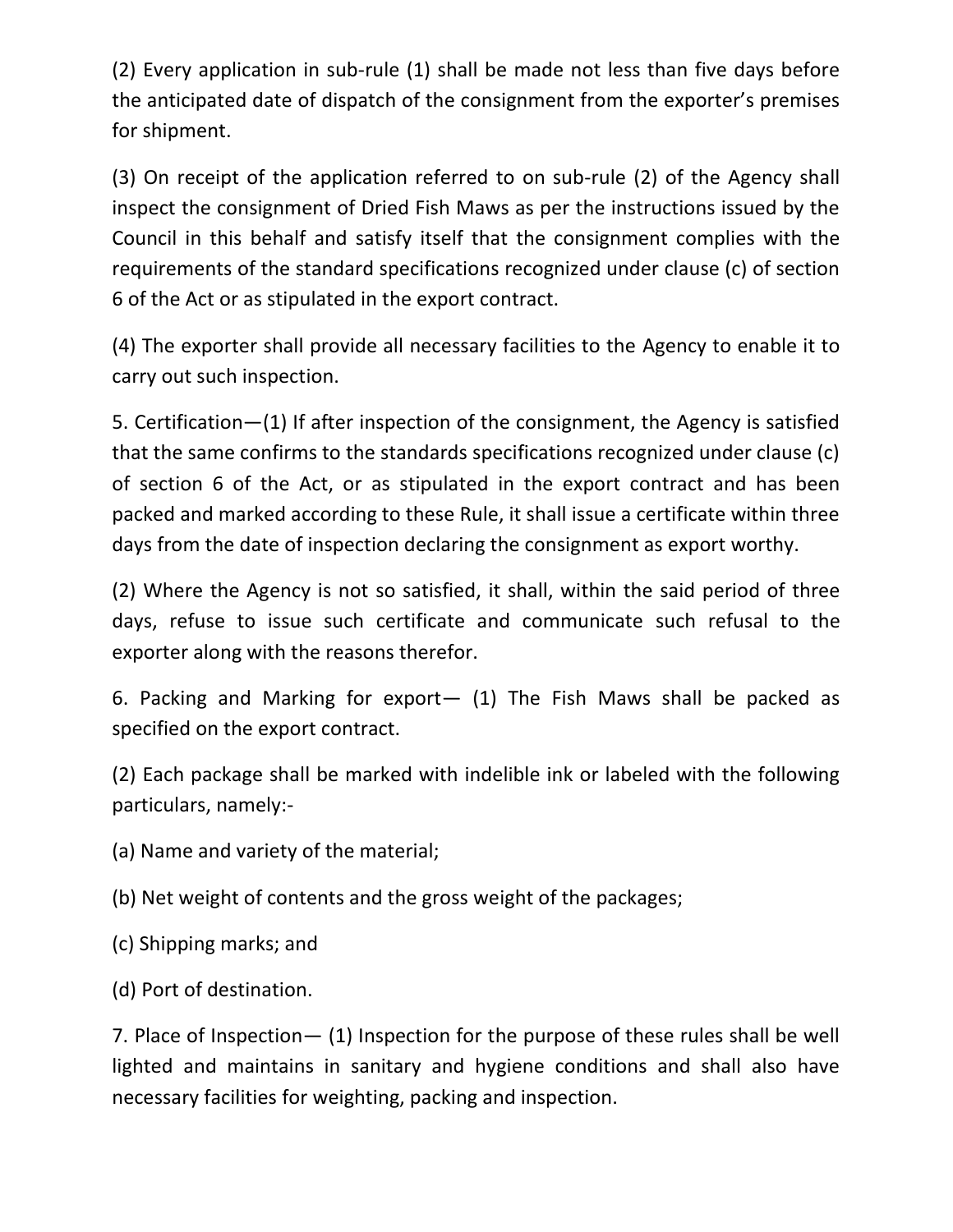(2) Every application in sub-rule (1) shall be made not less than five days before the anticipated date of dispatch of the consignment from the exporter's premises for shipment.

(3) On receipt of the application referred to on sub-rule (2) of the Agency shall inspect the consignment of Dried Fish Maws as per the instructions issued by the Council in this behalf and satisfy itself that the consignment complies with the requirements of the standard specifications recognized under clause (c) of section 6 of the Act or as stipulated in the export contract.

(4) The exporter shall provide all necessary facilities to the Agency to enable it to carry out such inspection.

5. Certification—(1) If after inspection of the consignment, the Agency is satisfied that the same confirms to the standards specifications recognized under clause (c) of section 6 of the Act, or as stipulated in the export contract and has been packed and marked according to these Rule, it shall issue a certificate within three days from the date of inspection declaring the consignment as export worthy.

(2) Where the Agency is not so satisfied, it shall, within the said period of three days, refuse to issue such certificate and communicate such refusal to the exporter along with the reasons therefor.

6. Packing and Marking for export— (1) The Fish Maws shall be packed as specified on the export contract.

(2) Each package shall be marked with indelible ink or labeled with the following particulars, namely:-

(a) Name and variety of the material;

(b) Net weight of contents and the gross weight of the packages;

(c) Shipping marks; and

(d) Port of destination.

7. Place of Inspection— (1) Inspection for the purpose of these rules shall be well lighted and maintains in sanitary and hygiene conditions and shall also have necessary facilities for weighting, packing and inspection.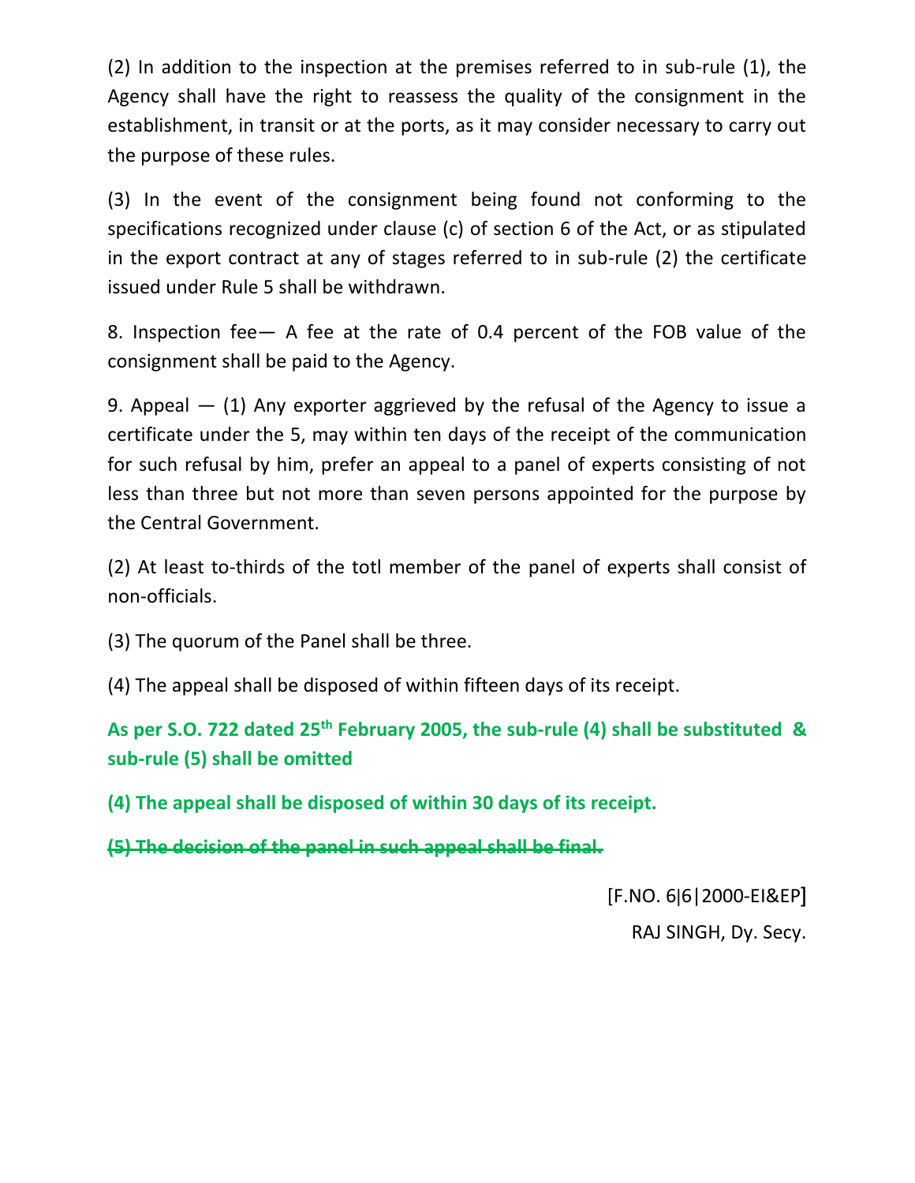(2) In addition to the inspection at the premises referred to in sub-rule (1), the Agency shall have the right to reassess the quality of the consignment in the establishment, in transit or at the ports, as it may consider necessary to carry out the purpose of these rules.

(3) In the event of the consignment being found not conforming to the specifications recognized under clause (c) of section 6 of the Act, or as stipulated in the export contract at any of stages referred to in sub-rule (2) the certificate issued under Rule 5 shall be withdrawn.

8. Inspection fee— A fee at the rate of 0.4 percent of the FOB value of the consignment shall be paid to the Agency.

9. Appeal — (1) Any exporter aggrieved by the refusal of the Agency to issue a certificate under the 5, may within ten days of the receipt of the communication for such refusal by him, prefer an appeal to a panel of experts consisting of not less than three but not more than seven persons appointed for the purpose by the Central Government.

(2) At least to-thirds of the totl member of the panel of experts shall consist of non-officials.

(3) The quorum of the Panel shall be three.

(4) The appeal shall be disposed of within fifteen days of its receipt.

**As per S.O. 722 dated 25th February 2005, the sub-rule (4) shall be substituted & sub-rule (5) shall be omitted**

**(4) The appeal shall be disposed of within 30 days of its receipt.**

~~**(5) The decision of the panel in such appeal shall be final.**~~

[F.NO. 6|6|2000-EI&EP]

RAJ SINGH, Dy. Secy.